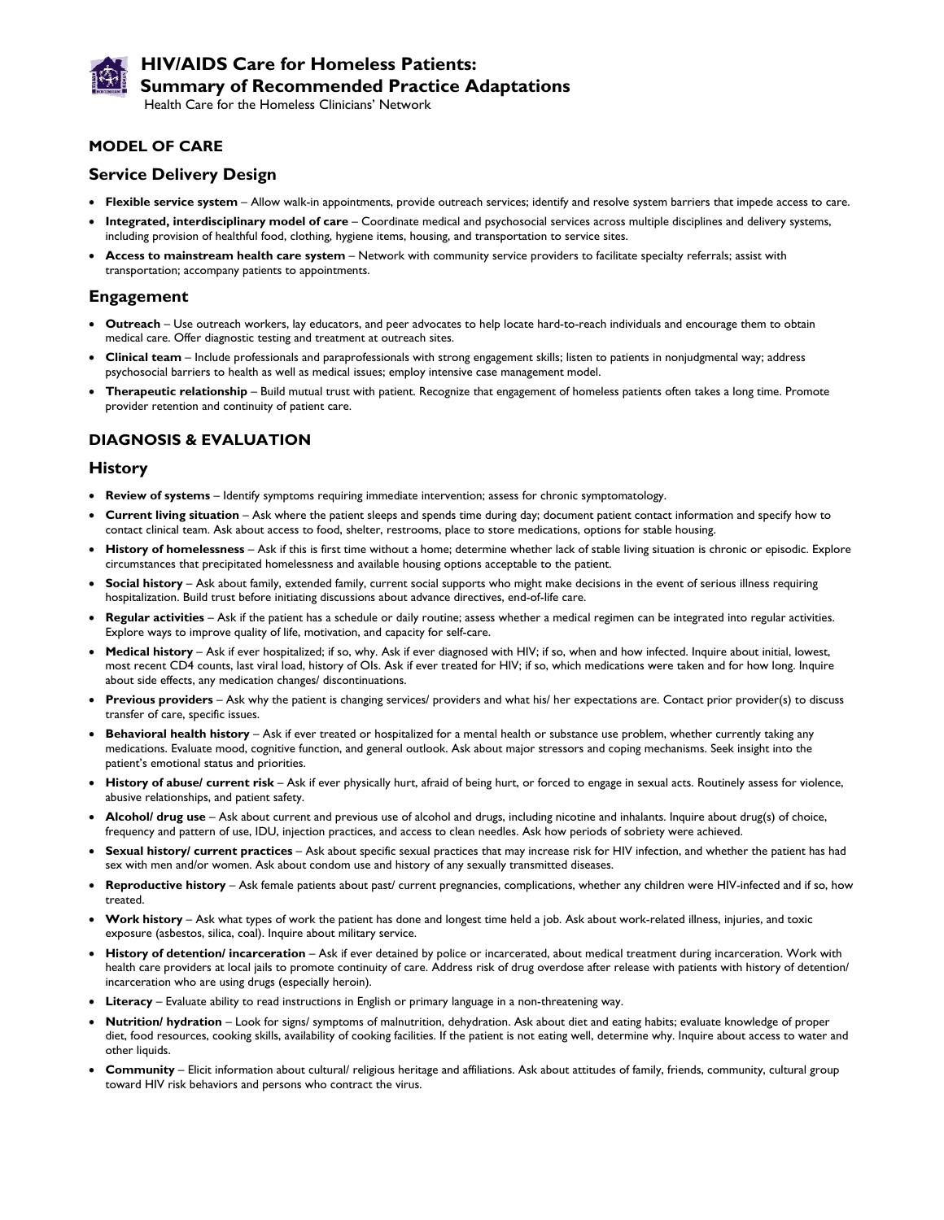# HIV/AIDS Care for Homeless Patients: Summary of Recommended Practice Adaptations

Health Care for the Homeless Clinicians' Network

## MODEL OF CARE

### Service Delivery Design

- **Flexible service system** – Allow walk-in appointments, provide outreach services; identify and resolve system barriers that impede access to care.
- **Integrated, interdisciplinary model of care** – Coordinate medical and psychosocial services across multiple disciplines and delivery systems, including provision of healthful food, clothing, hygiene items, housing, and transportation to service sites.
- **Access to mainstream health care system** – Network with community service providers to facilitate specialty referrals; assist with transportation; accompany patients to appointments.

### Engagement

- **Outreach** – Use outreach workers, lay educators, and peer advocates to help locate hard-to-reach individuals and encourage them to obtain medical care. Offer diagnostic testing and treatment at outreach sites.
- **Clinical team** – Include professionals and paraprofessionals with strong engagement skills; listen to patients in nonjudgmental way; address psychosocial barriers to health as well as medical issues; employ intensive case management model.
- **Therapeutic relationship** – Build mutual trust with patient. Recognize that engagement of homeless patients often takes a long time. Promote provider retention and continuity of patient care.

## DIAGNOSIS & EVALUATION

### History

- **Review of systems** – Identify symptoms requiring immediate intervention; assess for chronic symptomatology.
- **Current living situation** – Ask where the patient sleeps and spends time during day; document patient contact information and specify how to contact clinical team. Ask about access to food, shelter, restrooms, place to store medications, options for stable housing.
- **History of homelessness** – Ask if this is first time without a home; determine whether lack of stable living situation is chronic or episodic. Explore circumstances that precipitated homelessness and available housing options acceptable to the patient.
- **Social history** – Ask about family, extended family, current social supports who might make decisions in the event of serious illness requiring hospitalization. Build trust before initiating discussions about advance directives, end-of-life care.
- **Regular activities** – Ask if the patient has a schedule or daily routine; assess whether a medical regimen can be integrated into regular activities. Explore ways to improve quality of life, motivation, and capacity for self-care.
- **Medical history** – Ask if ever hospitalized; if so, why. Ask if ever diagnosed with HIV; if so, when and how infected. Inquire about initial, lowest, most recent CD4 counts, last viral load, history of OIs. Ask if ever treated for HIV; if so, which medications were taken and for how long. Inquire about side effects, any medication changes/ discontinuations.
- **Previous providers** – Ask why the patient is changing services/ providers and what his/ her expectations are. Contact prior provider(s) to discuss transfer of care, specific issues.
- **Behavioral health history** – Ask if ever treated or hospitalized for a mental health or substance use problem, whether currently taking any medications. Evaluate mood, cognitive function, and general outlook. Ask about major stressors and coping mechanisms. Seek insight into the patient's emotional status and priorities.
- **History of abuse/ current risk** – Ask if ever physically hurt, afraid of being hurt, or forced to engage in sexual acts. Routinely assess for violence, abusive relationships, and patient safety.
- **Alcohol/ drug use** – Ask about current and previous use of alcohol and drugs, including nicotine and inhalants. Inquire about drug(s) of choice, frequency and pattern of use, IDU, injection practices, and access to clean needles. Ask how periods of sobriety were achieved.
- **Sexual history/ current practices** – Ask about specific sexual practices that may increase risk for HIV infection, and whether the patient has had sex with men and/or women. Ask about condom use and history of any sexually transmitted diseases.
- **Reproductive history** – Ask female patients about past/ current pregnancies, complications, whether any children were HIV-infected and if so, how treated.
- **Work history** – Ask what types of work the patient has done and longest time held a job. Ask about work-related illness, injuries, and toxic exposure (asbestos, silica, coal). Inquire about military service.
- **History of detention/ incarceration** – Ask if ever detained by police or incarcerated, about medical treatment during incarceration. Work with health care providers at local jails to promote continuity of care. Address risk of drug overdose after release with patients with history of detention/ incarceration who are using drugs (especially heroin).
- **Literacy** – Evaluate ability to read instructions in English or primary language in a non-threatening way.
- **Nutrition/ hydration** – Look for signs/ symptoms of malnutrition, dehydration. Ask about diet and eating habits; evaluate knowledge of proper diet, food resources, cooking skills, availability of cooking facilities. If the patient is not eating well, determine why. Inquire about access to water and other liquids.
- **Community** – Elicit information about cultural/ religious heritage and affiliations. Ask about attitudes of family, friends, community, cultural group toward HIV risk behaviors and persons who contract the virus.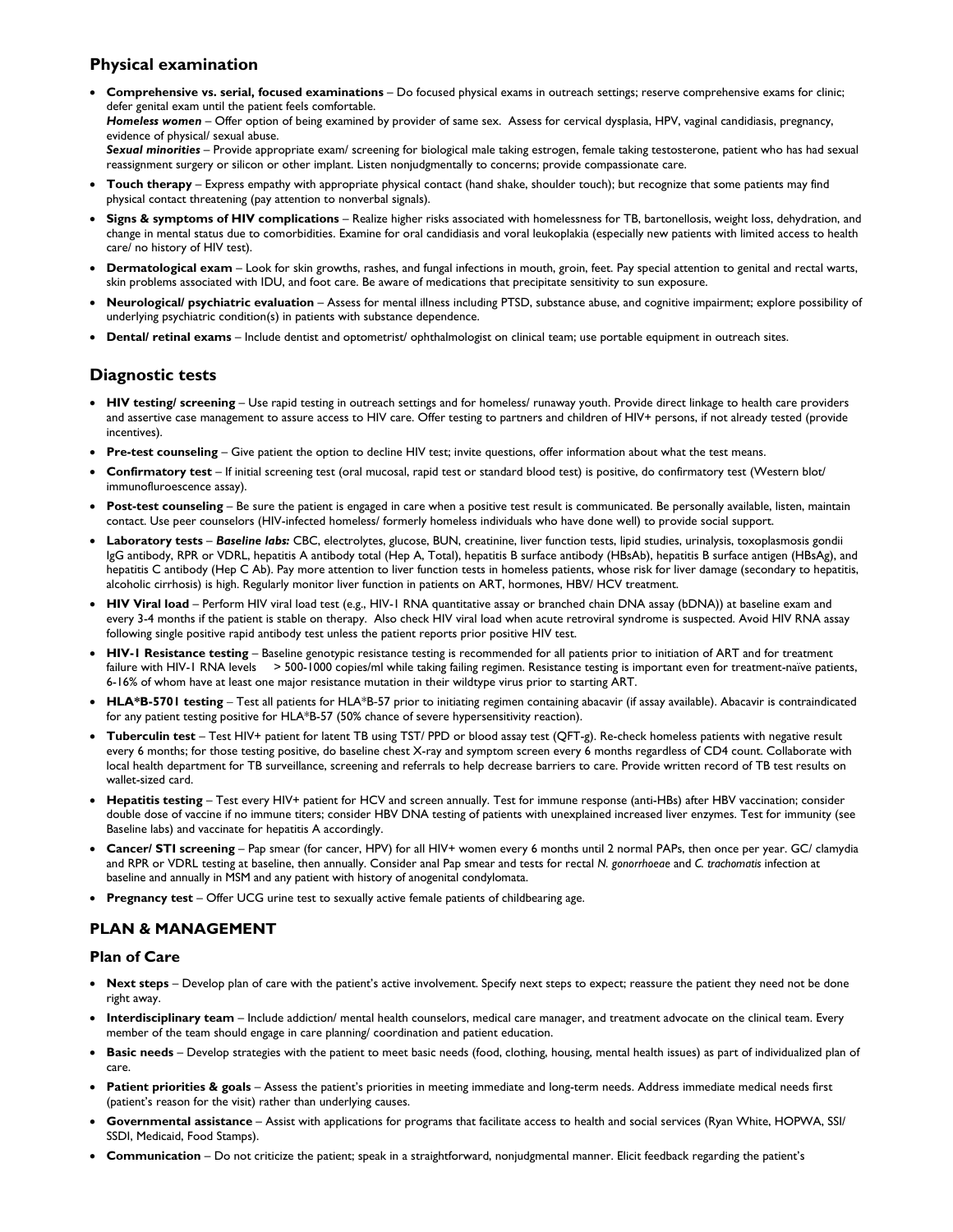## Physical examination

- **Comprehensive vs. serial, focused examinations** – Do focused physical exams in outreach settings; reserve comprehensive exams for clinic; defer genital exam until the patient feels comfortable.
  ***Homeless women*** – Offer option of being examined by provider of same sex. Assess for cervical dysplasia, HPV, vaginal candidiasis, pregnancy, evidence of physical/ sexual abuse.
  ***Sexual minorities*** – Provide appropriate exam/ screening for biological male taking estrogen, female taking testosterone, patient who has had sexual reassignment surgery or silicon or other implant. Listen nonjudgmentally to concerns; provide compassionate care.
- **Touch therapy** – Express empathy with appropriate physical contact (hand shake, shoulder touch); but recognize that some patients may find physical contact threatening (pay attention to nonverbal signals).
- **Signs & symptoms of HIV complications** – Realize higher risks associated with homelessness for TB, bartonellosis, weight loss, dehydration, and change in mental status due to comorbidities. Examine for oral candidiasis and voral leukoplakia (especially new patients with limited access to health care/ no history of HIV test).
- **Dermatological exam** – Look for skin growths, rashes, and fungal infections in mouth, groin, feet. Pay special attention to genital and rectal warts, skin problems associated with IDU, and foot care. Be aware of medications that precipitate sensitivity to sun exposure.
- **Neurological/ psychiatric evaluation** – Assess for mental illness including PTSD, substance abuse, and cognitive impairment; explore possibility of underlying psychiatric condition(s) in patients with substance dependence.
- **Dental/ retinal exams** – Include dentist and optometrist/ ophthalmologist on clinical team; use portable equipment in outreach sites.

## Diagnostic tests

- **HIV testing/ screening** – Use rapid testing in outreach settings and for homeless/ runaway youth. Provide direct linkage to health care providers and assertive case management to assure access to HIV care. Offer testing to partners and children of HIV+ persons, if not already tested (provide incentives).
- **Pre-test counseling** – Give patient the option to decline HIV test; invite questions, offer information about what the test means.
- **Confirmatory test** – If initial screening test (oral mucosal, rapid test or standard blood test) is positive, do confirmatory test (Western blot/ immunofluroescence assay).
- **Post-test counseling** – Be sure the patient is engaged in care when a positive test result is communicated. Be personally available, listen, maintain contact. Use peer counselors (HIV-infected homeless/ formerly homeless individuals who have done well) to provide social support.
- **Laboratory tests** – ***Baseline labs:*** CBC, electrolytes, glucose, BUN, creatinine, liver function tests, lipid studies, urinalysis, toxoplasmosis gondii IgG antibody, RPR or VDRL, hepatitis A antibody total (Hep A, Total), hepatitis B surface antibody (HBsAb), hepatitis B surface antigen (HBsAg), and hepatitis C antibody (Hep C Ab). Pay more attention to liver function tests in homeless patients, whose risk for liver damage (secondary to hepatitis, alcoholic cirrhosis) is high. Regularly monitor liver function in patients on ART, hormones, HBV/ HCV treatment.
- **HIV Viral load** – Perform HIV viral load test (e.g., HIV-1 RNA quantitative assay or branched chain DNA assay (bDNA)) at baseline exam and every 3-4 months if the patient is stable on therapy. Also check HIV viral load when acute retroviral syndrome is suspected. Avoid HIV RNA assay following single positive rapid antibody test unless the patient reports prior positive HIV test.
- **HIV-1 Resistance testing** – Baseline genotypic resistance testing is recommended for all patients prior to initiation of ART and for treatment failure with HIV-1 RNA levels > 500-1000 copies/ml while taking failing regimen. Resistance testing is important even for treatment-naïve patients, 6-16% of whom have at least one major resistance mutation in their wildtype virus prior to starting ART.
- **HLA\*B-5701 testing** – Test all patients for HLA*B-57 prior to initiating regimen containing abacavir (if assay available). Abacavir is contraindicated for any patient testing positive for HLA*B-57 (50% chance of severe hypersensitivity reaction).
- **Tuberculin test** – Test HIV+ patient for latent TB using TST/ PPD or blood assay test (QFT-g). Re-check homeless patients with negative result every 6 months; for those testing positive, do baseline chest X-ray and symptom screen every 6 months regardless of CD4 count. Collaborate with local health department for TB surveillance, screening and referrals to help decrease barriers to care. Provide written record of TB test results on wallet-sized card.
- **Hepatitis testing** – Test every HIV+ patient for HCV and screen annually. Test for immune response (anti-HBs) after HBV vaccination; consider double dose of vaccine if no immune titers; consider HBV DNA testing of patients with unexplained increased liver enzymes. Test for immunity (see Baseline labs) and vaccinate for hepatitis A accordingly.
- **Cancer/ STI screening** – Pap smear (for cancer, HPV) for all HIV+ women every 6 months until 2 normal PAPs, then once per year. GC/ clamydia and RPR or VDRL testing at baseline, then annually. Consider anal Pap smear and tests for rectal *N. gonorrhoeae* and *C. trachomatis* infection at baseline and annually in MSM and any patient with history of anogenital condylomata.
- **Pregnancy test** – Offer UCG urine test to sexually active female patients of childbearing age.

# PLAN & MANAGEMENT

## Plan of Care

- **Next steps** – Develop plan of care with the patient's active involvement. Specify next steps to expect; reassure the patient they need not be done right away.
- **Interdisciplinary team** – Include addiction/ mental health counselors, medical care manager, and treatment advocate on the clinical team. Every member of the team should engage in care planning/ coordination and patient education.
- **Basic needs** – Develop strategies with the patient to meet basic needs (food, clothing, housing, mental health issues) as part of individualized plan of care.
- **Patient priorities & goals** – Assess the patient's priorities in meeting immediate and long-term needs. Address immediate medical needs first (patient's reason for the visit) rather than underlying causes.
- **Governmental assistance** – Assist with applications for programs that facilitate access to health and social services (Ryan White, HOPWA, SSI/ SSDI, Medicaid, Food Stamps).
- **Communication** – Do not criticize the patient; speak in a straightforward, nonjudgmental manner. Elicit feedback regarding the patient's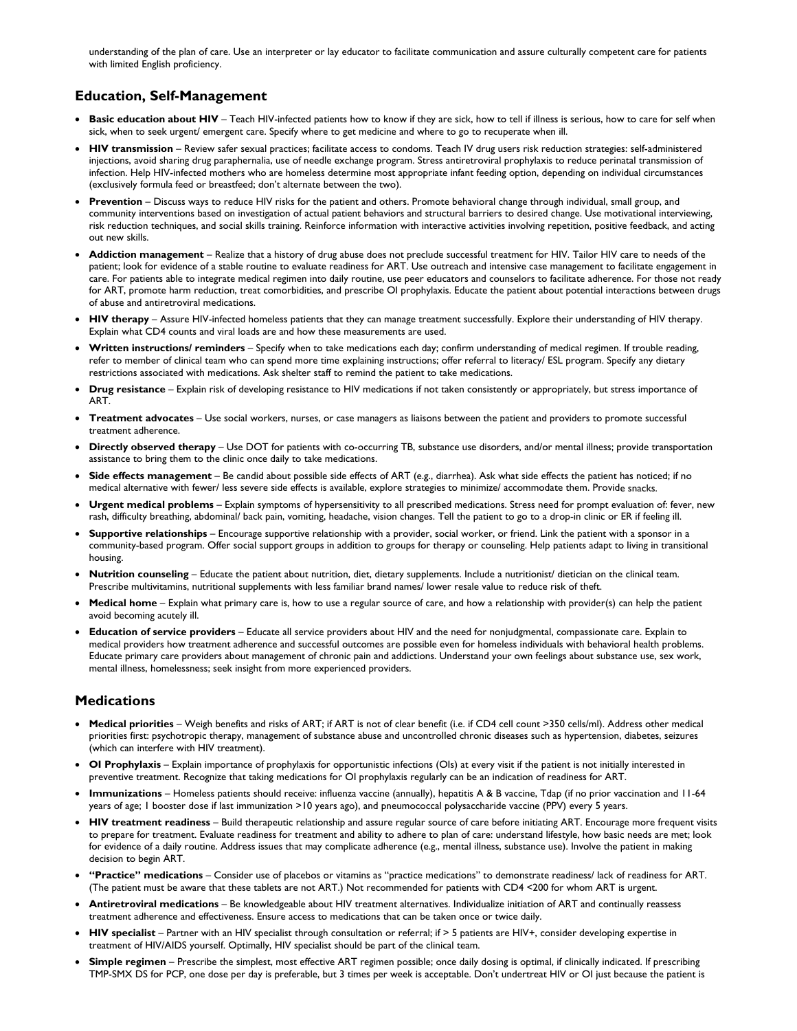understanding of the plan of care. Use an interpreter or lay educator to facilitate communication and assure culturally competent care for patients with limited English proficiency.

## Education, Self-Management

- **Basic education about HIV** – Teach HIV-infected patients how to know if they are sick, how to tell if illness is serious, how to care for self when sick, when to seek urgent/ emergent care. Specify where to get medicine and where to go to recuperate when ill.
- **HIV transmission** – Review safer sexual practices; facilitate access to condoms. Teach IV drug users risk reduction strategies: self-administered injections, avoid sharing drug paraphernalia, use of needle exchange program. Stress antiretroviral prophylaxis to reduce perinatal transmission of infection. Help HIV-infected mothers who are homeless determine most appropriate infant feeding option, depending on individual circumstances (exclusively formula feed or breastfeed; don't alternate between the two).
- **Prevention** – Discuss ways to reduce HIV risks for the patient and others. Promote behavioral change through individual, small group, and community interventions based on investigation of actual patient behaviors and structural barriers to desired change. Use motivational interviewing, risk reduction techniques, and social skills training. Reinforce information with interactive activities involving repetition, positive feedback, and acting out new skills.
- **Addiction management** – Realize that a history of drug abuse does not preclude successful treatment for HIV. Tailor HIV care to needs of the patient; look for evidence of a stable routine to evaluate readiness for ART. Use outreach and intensive case management to facilitate engagement in care. For patients able to integrate medical regimen into daily routine, use peer educators and counselors to facilitate adherence. For those not ready for ART, promote harm reduction, treat comorbidities, and prescribe OI prophylaxis. Educate the patient about potential interactions between drugs of abuse and antiretroviral medications.
- **HIV therapy** – Assure HIV-infected homeless patients that they can manage treatment successfully. Explore their understanding of HIV therapy. Explain what CD4 counts and viral loads are and how these measurements are used.
- **Written instructions/ reminders** – Specify when to take medications each day; confirm understanding of medical regimen. If trouble reading, refer to member of clinical team who can spend more time explaining instructions; offer referral to literacy/ ESL program. Specify any dietary restrictions associated with medications. Ask shelter staff to remind the patient to take medications.
- **Drug resistance** – Explain risk of developing resistance to HIV medications if not taken consistently or appropriately, but stress importance of ART.
- **Treatment advocates** – Use social workers, nurses, or case managers as liaisons between the patient and providers to promote successful treatment adherence.
- **Directly observed therapy** – Use DOT for patients with co-occurring TB, substance use disorders, and/or mental illness; provide transportation assistance to bring them to the clinic once daily to take medications.
- **Side effects management** – Be candid about possible side effects of ART (e.g., diarrhea). Ask what side effects the patient has noticed; if no medical alternative with fewer/ less severe side effects is available, explore strategies to minimize/ accommodate them. Provide snacks.
- **Urgent medical problems** – Explain symptoms of hypersensitivity to all prescribed medications. Stress need for prompt evaluation of: fever, new rash, difficulty breathing, abdominal/ back pain, vomiting, headache, vision changes. Tell the patient to go to a drop-in clinic or ER if feeling ill.
- **Supportive relationships** – Encourage supportive relationship with a provider, social worker, or friend. Link the patient with a sponsor in a community-based program. Offer social support groups in addition to groups for therapy or counseling. Help patients adapt to living in transitional housing.
- **Nutrition counseling** – Educate the patient about nutrition, diet, dietary supplements. Include a nutritionist/ dietician on the clinical team. Prescribe multivitamins, nutritional supplements with less familiar brand names/ lower resale value to reduce risk of theft.
- **Medical home** – Explain what primary care is, how to use a regular source of care, and how a relationship with provider(s) can help the patient avoid becoming acutely ill.
- **Education of service providers** – Educate all service providers about HIV and the need for nonjudgmental, compassionate care. Explain to medical providers how treatment adherence and successful outcomes are possible even for homeless individuals with behavioral health problems. Educate primary care providers about management of chronic pain and addictions. Understand your own feelings about substance use, sex work, mental illness, homelessness; seek insight from more experienced providers.

## Medications

- **Medical priorities** – Weigh benefits and risks of ART; if ART is not of clear benefit (i.e. if CD4 cell count >350 cells/ml). Address other medical priorities first: psychotropic therapy, management of substance abuse and uncontrolled chronic diseases such as hypertension, diabetes, seizures (which can interfere with HIV treatment).
- **OI Prophylaxis** – Explain importance of prophylaxis for opportunistic infections (OIs) at every visit if the patient is not initially interested in preventive treatment. Recognize that taking medications for OI prophylaxis regularly can be an indication of readiness for ART.
- **Immunizations** – Homeless patients should receive: influenza vaccine (annually), hepatitis A & B vaccine, Tdap (if no prior vaccination and 11-64 years of age; 1 booster dose if last immunization >10 years ago), and pneumococcal polysaccharide vaccine (PPV) every 5 years.
- **HIV treatment readiness** – Build therapeutic relationship and assure regular source of care before initiating ART. Encourage more frequent visits to prepare for treatment. Evaluate readiness for treatment and ability to adhere to plan of care: understand lifestyle, how basic needs are met; look for evidence of a daily routine. Address issues that may complicate adherence (e.g., mental illness, substance use). Involve the patient in making decision to begin ART.
- **"Practice" medications** – Consider use of placebos or vitamins as "practice medications" to demonstrate readiness/ lack of readiness for ART. (The patient must be aware that these tablets are not ART.) Not recommended for patients with CD4 <200 for whom ART is urgent.
- **Antiretroviral medications** – Be knowledgeable about HIV treatment alternatives. Individualize initiation of ART and continually reassess treatment adherence and effectiveness. Ensure access to medications that can be taken once or twice daily.
- **HIV specialist** – Partner with an HIV specialist through consultation or referral; if > 5 patients are HIV+, consider developing expertise in treatment of HIV/AIDS yourself. Optimally, HIV specialist should be part of the clinical team.
- **Simple regimen** – Prescribe the simplest, most effective ART regimen possible; once daily dosing is optimal, if clinically indicated. If prescribing TMP-SMX DS for PCP, one dose per day is preferable, but 3 times per week is acceptable. Don't undertreat HIV or OI just because the patient is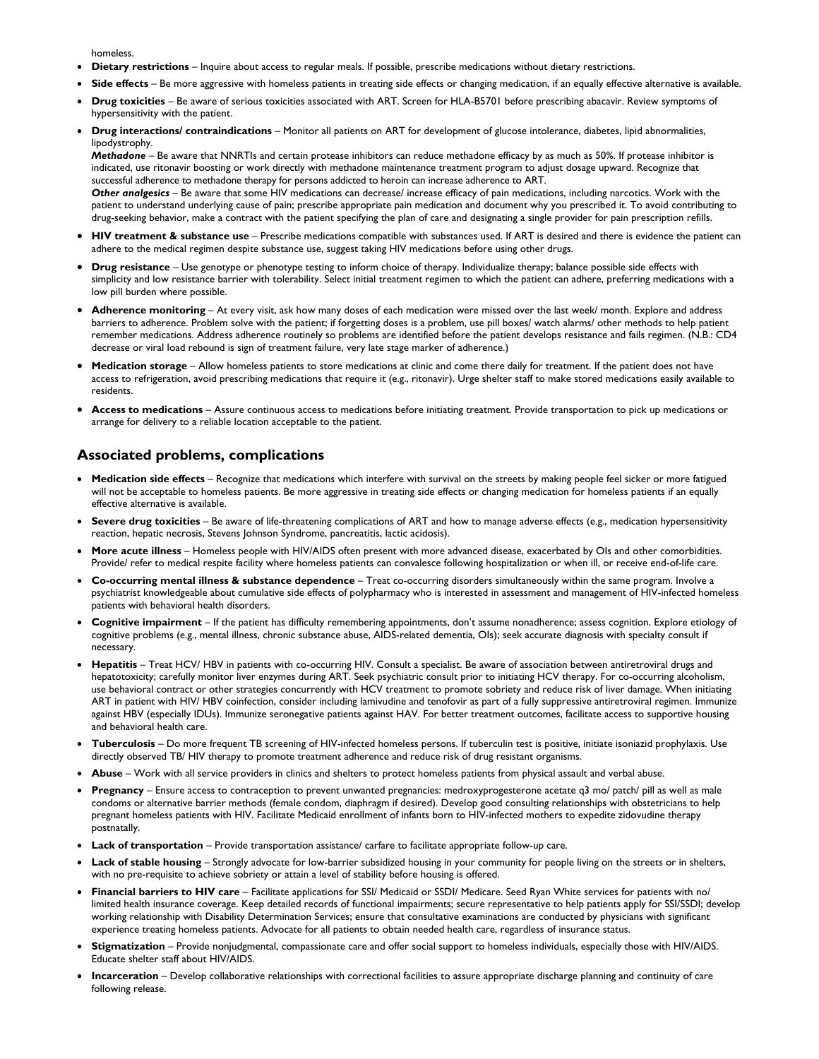homeless.

- **Dietary restrictions** – Inquire about access to regular meals. If possible, prescribe medications without dietary restrictions.
- **Side effects** – Be more aggressive with homeless patients in treating side effects or changing medication, if an equally effective alternative is available.
- **Drug toxicities** – Be aware of serious toxicities associated with ART. Screen for HLA-B5701 before prescribing abacavir. Review symptoms of hypersensitivity with the patient.
- **Drug interactions/ contraindications** – Monitor all patients on ART for development of glucose intolerance, diabetes, lipid abnormalities, lipodystrophy.
  ***Methadone*** – Be aware that NNRTIs and certain protease inhibitors can reduce methadone efficacy by as much as 50%. If protease inhibitor is indicated, use ritonavir boosting or work directly with methadone maintenance treatment program to adjust dosage upward. Recognize that successful adherence to methadone therapy for persons addicted to heroin can increase adherence to ART.
  ***Other analgesics*** – Be aware that some HIV medications can decrease/ increase efficacy of pain medications, including narcotics. Work with the patient to understand underlying cause of pain; prescribe appropriate pain medication and document why you prescribed it. To avoid contributing to drug-seeking behavior, make a contract with the patient specifying the plan of care and designating a single provider for pain prescription refills.
- **HIV treatment & substance use** – Prescribe medications compatible with substances used. If ART is desired and there is evidence the patient can adhere to the medical regimen despite substance use, suggest taking HIV medications before using other drugs.
- **Drug resistance** – Use genotype or phenotype testing to inform choice of therapy. Individualize therapy; balance possible side effects with simplicity and low resistance barrier with tolerability. Select initial treatment regimen to which the patient can adhere, preferring medications with a low pill burden where possible.
- **Adherence monitoring** – At every visit, ask how many doses of each medication were missed over the last week/ month. Explore and address barriers to adherence. Problem solve with the patient; if forgetting doses is a problem, use pill boxes/ watch alarms/ other methods to help patient remember medications. Address adherence routinely so problems are identified before the patient develops resistance and fails regimen. (N.B.: CD4 decrease or viral load rebound is sign of treatment failure, very late stage marker of adherence.)
- **Medication storage** – Allow homeless patients to store medications at clinic and come there daily for treatment. If the patient does not have access to refrigeration, avoid prescribing medications that require it (e.g., ritonavir). Urge shelter staff to make stored medications easily available to residents.
- **Access to medications** – Assure continuous access to medications before initiating treatment. Provide transportation to pick up medications or arrange for delivery to a reliable location acceptable to the patient.

## Associated problems, complications

- **Medication side effects** – Recognize that medications which interfere with survival on the streets by making people feel sicker or more fatigued will not be acceptable to homeless patients. Be more aggressive in treating side effects or changing medication for homeless patients if an equally effective alternative is available.
- **Severe drug toxicities** – Be aware of life-threatening complications of ART and how to manage adverse effects (e.g., medication hypersensitivity reaction, hepatic necrosis, Stevens Johnson Syndrome, pancreatitis, lactic acidosis).
- **More acute illness** – Homeless people with HIV/AIDS often present with more advanced disease, exacerbated by OIs and other comorbidities. Provide/ refer to medical respite facility where homeless patients can convalesce following hospitalization or when ill, or receive end-of-life care.
- **Co-occurring mental illness & substance dependence** – Treat co-occurring disorders simultaneously within the same program. Involve a psychiatrist knowledgeable about cumulative side effects of polypharmacy who is interested in assessment and management of HIV-infected homeless patients with behavioral health disorders.
- **Cognitive impairment** – If the patient has difficulty remembering appointments, don't assume nonadherence; assess cognition. Explore etiology of cognitive problems (e.g., mental illness, chronic substance abuse, AIDS-related dementia, OIs); seek accurate diagnosis with specialty consult if necessary.
- **Hepatitis** – Treat HCV/ HBV in patients with co-occurring HIV. Consult a specialist. Be aware of association between antiretroviral drugs and hepatotoxicity; carefully monitor liver enzymes during ART. Seek psychiatric consult prior to initiating HCV therapy. For co-occurring alcoholism, use behavioral contract or other strategies concurrently with HCV treatment to promote sobriety and reduce risk of liver damage. When initiating ART in patient with HIV/ HBV coinfection, consider including lamivudine and tenofovir as part of a fully suppressive antiretroviral regimen. Immunize against HBV (especially IDUs). Immunize seronegative patients against HAV. For better treatment outcomes, facilitate access to supportive housing and behavioral health care.
- **Tuberculosis** – Do more frequent TB screening of HIV-infected homeless persons. If tuberculin test is positive, initiate isoniazid prophylaxis. Use directly observed TB/ HIV therapy to promote treatment adherence and reduce risk of drug resistant organisms.
- **Abuse** – Work with all service providers in clinics and shelters to protect homeless patients from physical assault and verbal abuse.
- **Pregnancy** – Ensure access to contraception to prevent unwanted pregnancies: medroxyprogesterone acetate q3 mo/ patch/ pill as well as male condoms or alternative barrier methods (female condom, diaphragm if desired). Develop good consulting relationships with obstetricians to help pregnant homeless patients with HIV. Facilitate Medicaid enrollment of infants born to HIV-infected mothers to expedite zidovudine therapy postnatally.
- **Lack of transportation** – Provide transportation assistance/ carfare to facilitate appropriate follow-up care.
- **Lack of stable housing** – Strongly advocate for low-barrier subsidized housing in your community for people living on the streets or in shelters, with no pre-requisite to achieve sobriety or attain a level of stability before housing is offered.
- **Financial barriers to HIV care** – Facilitate applications for SSI/ Medicaid or SSDI/ Medicare. Seed Ryan White services for patients with no/ limited health insurance coverage. Keep detailed records of functional impairments; secure representative to help patients apply for SSI/SSDI; develop working relationship with Disability Determination Services; ensure that consultative examinations are conducted by physicians with significant experience treating homeless patients. Advocate for all patients to obtain needed health care, regardless of insurance status.
- **Stigmatization** – Provide nonjudgmental, compassionate care and offer social support to homeless individuals, especially those with HIV/AIDS. Educate shelter staff about HIV/AIDS.
- **Incarceration** – Develop collaborative relationships with correctional facilities to assure appropriate discharge planning and continuity of care following release.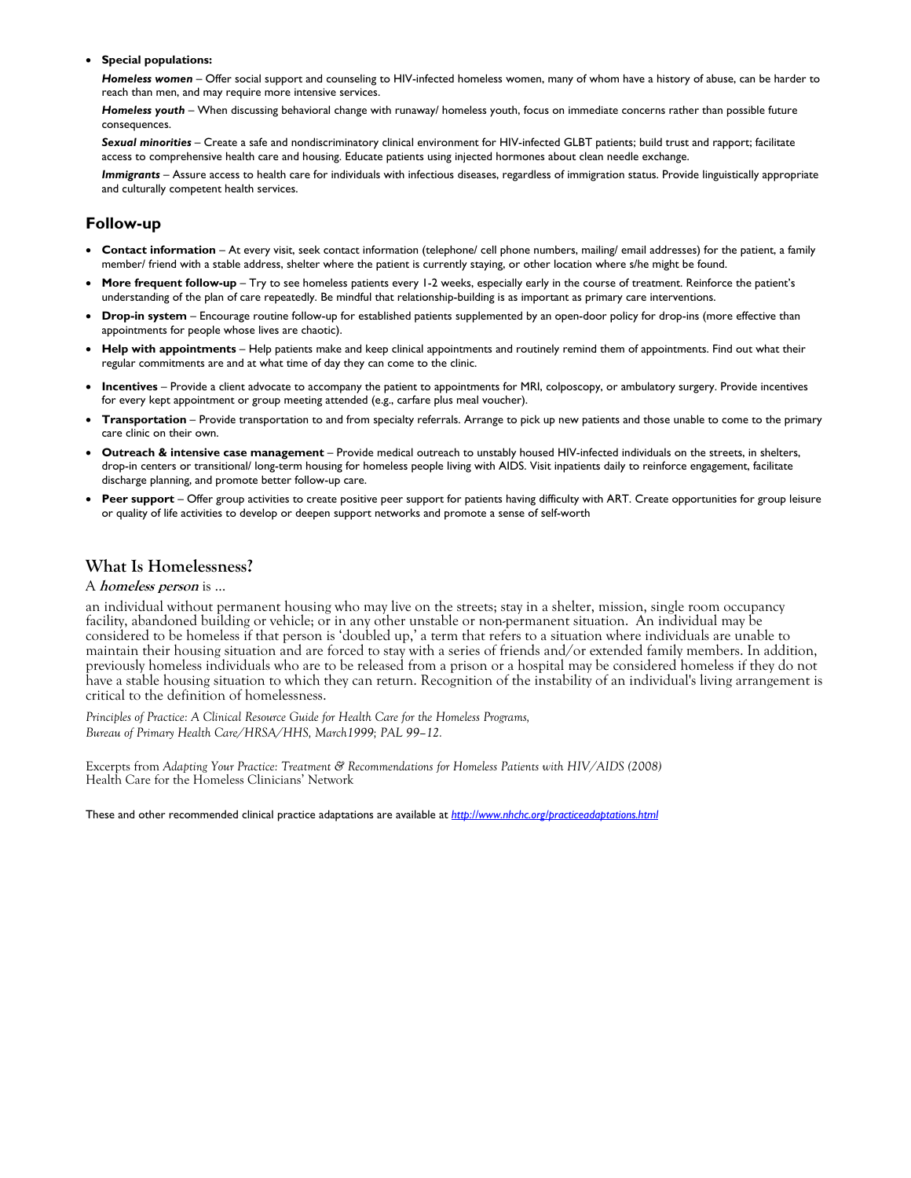- **Special populations:**

  ***Homeless women*** – Offer social support and counseling to HIV-infected homeless women, many of whom have a history of abuse, can be harder to reach than men, and may require more intensive services.

  ***Homeless youth*** – When discussing behavioral change with runaway/ homeless youth, focus on immediate concerns rather than possible future consequences.

  ***Sexual minorities*** – Create a safe and nondiscriminatory clinical environment for HIV-infected GLBT patients; build trust and rapport; facilitate access to comprehensive health care and housing. Educate patients using injected hormones about clean needle exchange.

  ***Immigrants*** – Assure access to health care for individuals with infectious diseases, regardless of immigration status. Provide linguistically appropriate and culturally competent health services.

## Follow-up

- **Contact information** – At every visit, seek contact information (telephone/ cell phone numbers, mailing/ email addresses) for the patient, a family member/ friend with a stable address, shelter where the patient is currently staying, or other location where s/he might be found.
- **More frequent follow-up** – Try to see homeless patients every 1-2 weeks, especially early in the course of treatment. Reinforce the patient's understanding of the plan of care repeatedly. Be mindful that relationship-building is as important as primary care interventions.
- **Drop-in system** – Encourage routine follow-up for established patients supplemented by an open-door policy for drop-ins (more effective than appointments for people whose lives are chaotic).
- **Help with appointments** – Help patients make and keep clinical appointments and routinely remind them of appointments. Find out what their regular commitments are and at what time of day they can come to the clinic.
- **Incentives** – Provide a client advocate to accompany the patient to appointments for MRI, colposcopy, or ambulatory surgery. Provide incentives for every kept appointment or group meeting attended (e.g., carfare plus meal voucher).
- **Transportation** – Provide transportation to and from specialty referrals. Arrange to pick up new patients and those unable to come to the primary care clinic on their own.
- **Outreach & intensive case management** – Provide medical outreach to unstably housed HIV-infected individuals on the streets, in shelters, drop-in centers or transitional/ long-term housing for homeless people living with AIDS. Visit inpatients daily to reinforce engagement, facilitate discharge planning, and promote better follow-up care.
- **Peer support** – Offer group activities to create positive peer support for patients having difficulty with ART. Create opportunities for group leisure or quality of life activities to develop or deepen support networks and promote a sense of self-worth

## What Is Homelessness?

A ***homeless person*** is …

an individual without permanent housing who may live on the streets; stay in a shelter, mission, single room occupancy facility, abandoned building or vehicle; or in any other unstable or non-permanent situation. An individual may be considered to be homeless if that person is 'doubled up,' a term that refers to a situation where individuals are unable to maintain their housing situation and are forced to stay with a series of friends and/or extended family members. In addition, previously homeless individuals who are to be released from a prison or a hospital may be considered homeless if they do not have a stable housing situation to which they can return. Recognition of the instability of an individual's living arrangement is critical to the definition of homelessness.

*Principles of Practice: A Clinical Resource Guide for Health Care for the Homeless Programs, Bureau of Primary Health Care/HRSA/HHS, March1999; PAL 99–12.*

Excerpts from *Adapting Your Practice: Treatment & Recommendations for Homeless Patients with HIV/AIDS (2008)*
Health Care for the Homeless Clinicians' Network

These and other recommended clinical practice adaptations are available at *http://www.nhchc.org/practiceadaptations.html*